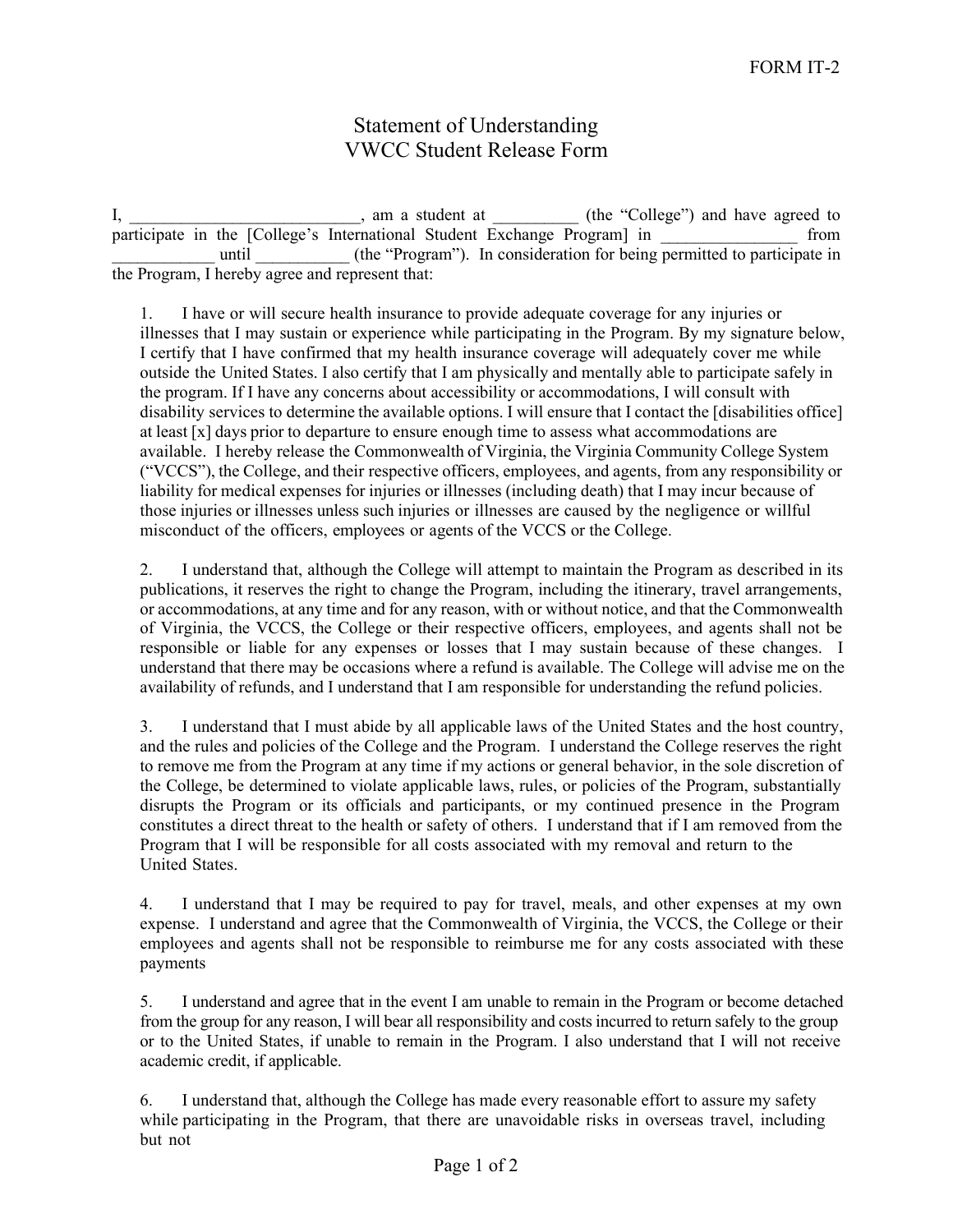FORM IT-2

# Statement of Understanding
# VWCC Student Release Form

I, ___________________________, am a student at __________ (the "College") and have agreed to participate in the [College's International Student Exchange Program] in ________________ from ____________ until ___________ (the "Program"). In consideration for being permitted to participate in the Program, I hereby agree and represent that:

1. I have or will secure health insurance to provide adequate coverage for any injuries or illnesses that I may sustain or experience while participating in the Program. By my signature below, I certify that I have confirmed that my health insurance coverage will adequately cover me while outside the United States. I also certify that I am physically and mentally able to participate safely in the program. If I have any concerns about accessibility or accommodations, I will consult with disability services to determine the available options. I will ensure that I contact the [disabilities office] at least [x] days prior to departure to ensure enough time to assess what accommodations are available. I hereby release the Commonwealth of Virginia, the Virginia Community College System ("VCCS"), the College, and their respective officers, employees, and agents, from any responsibility or liability for medical expenses for injuries or illnesses (including death) that I may incur because of those injuries or illnesses unless such injuries or illnesses are caused by the negligence or willful misconduct of the officers, employees or agents of the VCCS or the College.

2. I understand that, although the College will attempt to maintain the Program as described in its publications, it reserves the right to change the Program, including the itinerary, travel arrangements, or accommodations, at any time and for any reason, with or without notice, and that the Commonwealth of Virginia, the VCCS, the College or their respective officers, employees, and agents shall not be responsible or liable for any expenses or losses that I may sustain because of these changes. I understand that there may be occasions where a refund is available. The College will advise me on the availability of refunds, and I understand that I am responsible for understanding the refund policies.

3. I understand that I must abide by all applicable laws of the United States and the host country, and the rules and policies of the College and the Program. I understand the College reserves the right to remove me from the Program at any time if my actions or general behavior, in the sole discretion of the College, be determined to violate applicable laws, rules, or policies of the Program, substantially disrupts the Program or its officials and participants, or my continued presence in the Program constitutes a direct threat to the health or safety of others. I understand that if I am removed from the Program that I will be responsible for all costs associated with my removal and return to the United States.

4. I understand that I may be required to pay for travel, meals, and other expenses at my own expense. I understand and agree that the Commonwealth of Virginia, the VCCS, the College or their employees and agents shall not be responsible to reimburse me for any costs associated with these payments

5. I understand and agree that in the event I am unable to remain in the Program or become detached from the group for any reason, I will bear all responsibility and costs incurred to return safely to the group or to the United States, if unable to remain in the Program. I also understand that I will not receive academic credit, if applicable.

6. I understand that, although the College has made every reasonable effort to assure my safety while participating in the Program, that there are unavoidable risks in overseas travel, including but not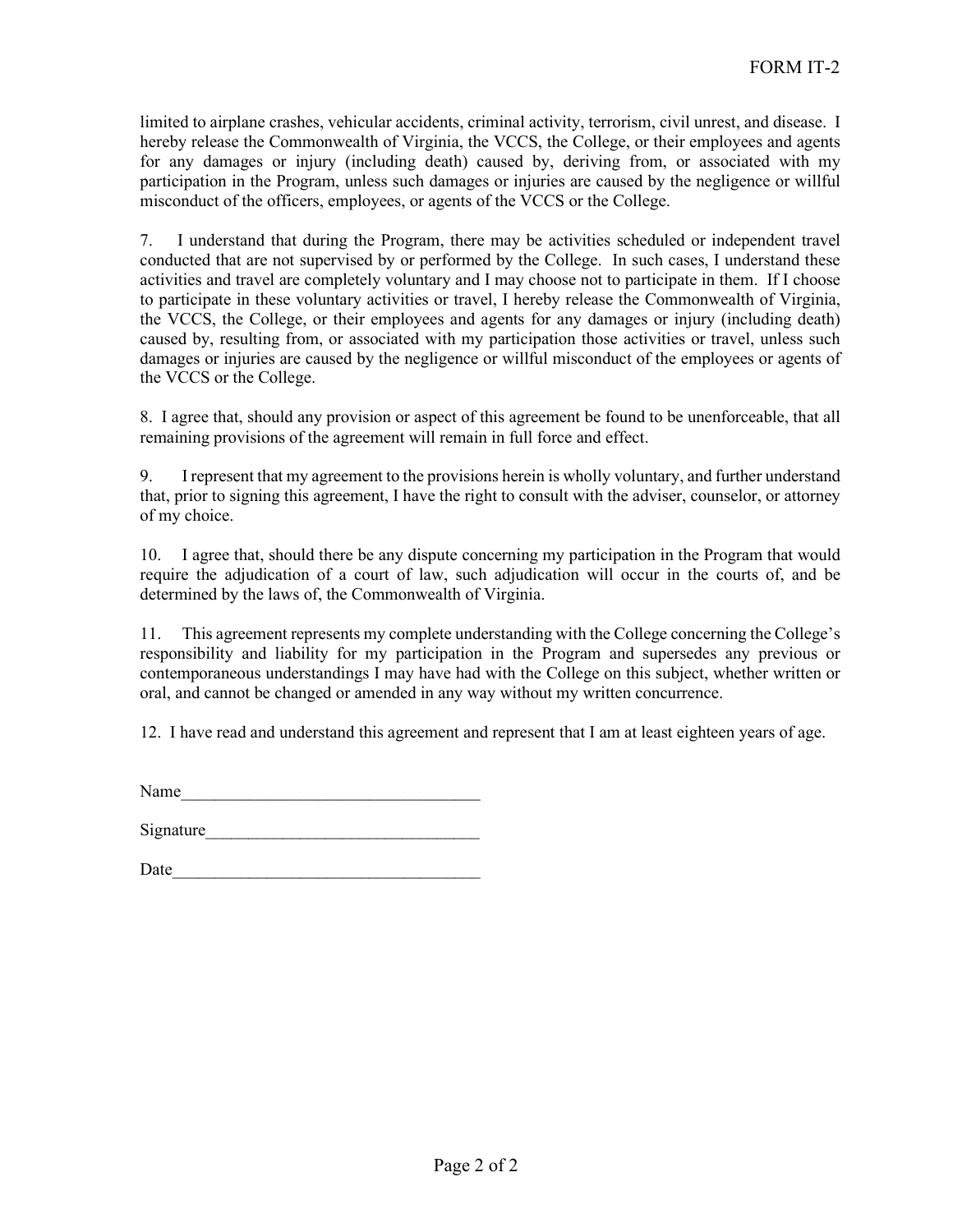limited to airplane crashes, vehicular accidents, criminal activity, terrorism, civil unrest, and disease. I hereby release the Commonwealth of Virginia, the VCCS, the College, or their employees and agents for any damages or injury (including death) caused by, deriving from, or associated with my participation in the Program, unless such damages or injuries are caused by the negligence or willful misconduct of the officers, employees, or agents of the VCCS or the College.

7. I understand that during the Program, there may be activities scheduled or independent travel conducted that are not supervised by or performed by the College. In such cases, I understand these activities and travel are completely voluntary and I may choose not to participate in them. If I choose to participate in these voluntary activities or travel, I hereby release the Commonwealth of Virginia, the VCCS, the College, or their employees and agents for any damages or injury (including death) caused by, resulting from, or associated with my participation those activities or travel, unless such damages or injuries are caused by the negligence or willful misconduct of the employees or agents of the VCCS or the College.

8. I agree that, should any provision or aspect of this agreement be found to be unenforceable, that all remaining provisions of the agreement will remain in full force and effect.

9. I represent that my agreement to the provisions herein is wholly voluntary, and further understand that, prior to signing this agreement, I have the right to consult with the adviser, counselor, or attorney of my choice.

10. I agree that, should there be any dispute concerning my participation in the Program that would require the adjudication of a court of law, such adjudication will occur in the courts of, and be determined by the laws of, the Commonwealth of Virginia.

11. This agreement represents my complete understanding with the College concerning the College's responsibility and liability for my participation in the Program and supersedes any previous or contemporaneous understandings I may have had with the College on this subject, whether written or oral, and cannot be changed or amended in any way without my written concurrence.

12. I have read and understand this agreement and represent that I am at least eighteen years of age.

Name___________________________________

Signature_______________________________

Date___________________________________